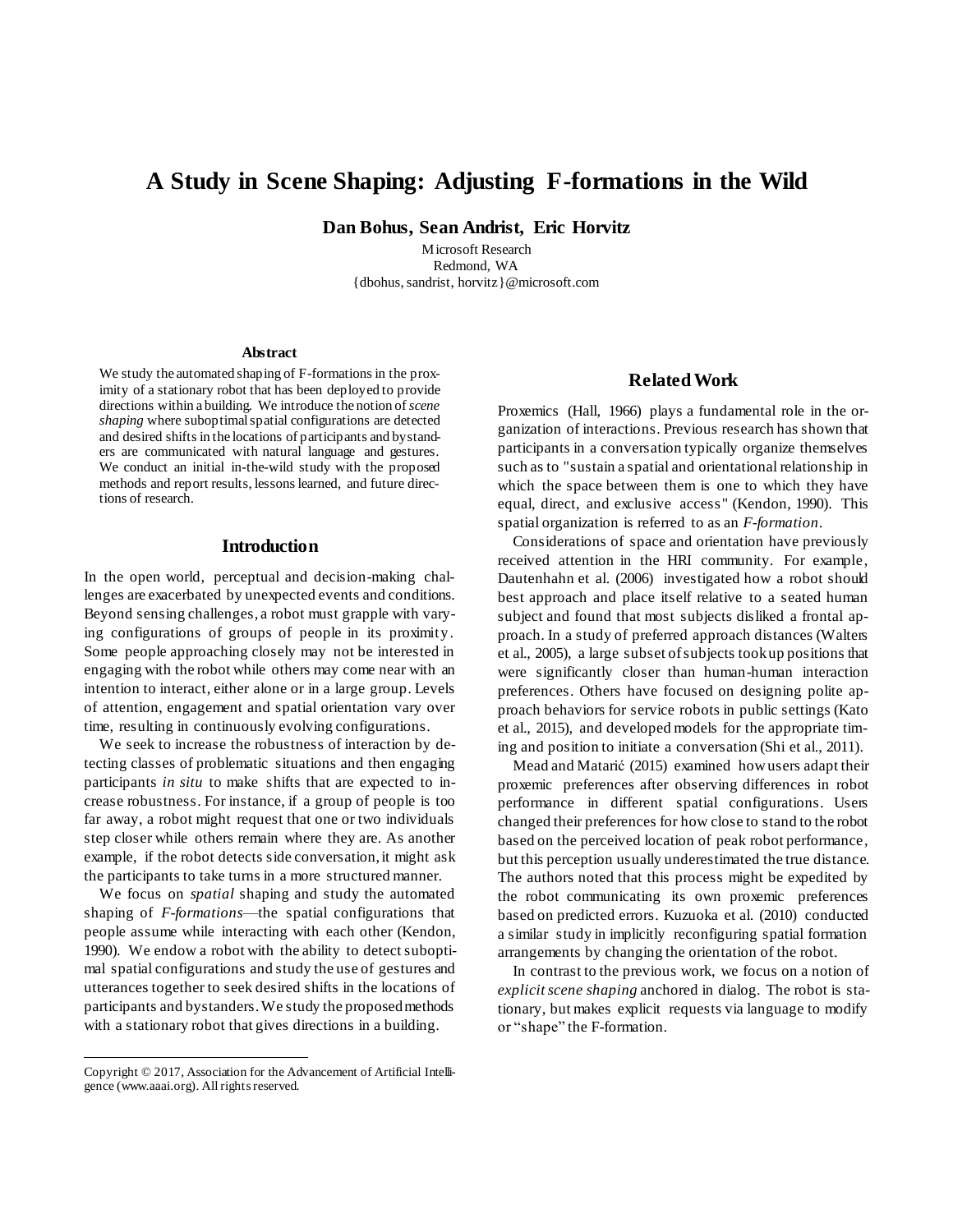# A Study in Scene Shaping: Adjusting F-formations in the Wild

**Dan Bohus, Sean Andrist, Eric Horvitz**

Microsoft Research
Redmond, WA
{dbohus, sandrist, horvitz}@microsoft.com

### Abstract

We study the automated shaping of F-formations in the proximity of a stationary robot that has been deployed to provide directions within a building. We introduce the notion of *scene shaping* where suboptimal spatial configurations are detected and desired shifts in the locations of participants and bystanders are communicated with natural language and gestures. We conduct an initial in-the-wild study with the proposed methods and report results, lessons learned, and future directions of research.

## Introduction

In the open world, perceptual and decision-making challenges are exacerbated by unexpected events and conditions. Beyond sensing challenges, a robot must grapple with varying configurations of groups of people in its proximity. Some people approaching closely may not be interested in engaging with the robot while others may come near with an intention to interact, either alone or in a large group. Levels of attention, engagement and spatial orientation vary over time, resulting in continuously evolving configurations.

We seek to increase the robustness of interaction by detecting classes of problematic situations and then engaging participants *in situ* to make shifts that are expected to increase robustness. For instance, if a group of people is too far away, a robot might request that one or two individuals step closer while others remain where they are. As another example, if the robot detects side conversation, it might ask the participants to take turns in a more structured manner.

We focus on *spatial* shaping and study the automated shaping of *F-formations*—the spatial configurations that people assume while interacting with each other (Kendon, 1990). We endow a robot with the ability to detect suboptimal spatial configurations and study the use of gestures and utterances together to seek desired shifts in the locations of participants and bystanders. We study the proposed methods with a stationary robot that gives directions in a building.

## Related Work

Proxemics (Hall, 1966) plays a fundamental role in the organization of interactions. Previous research has shown that participants in a conversation typically organize themselves such as to "sustain a spatial and orientational relationship in which the space between them is one to which they have equal, direct, and exclusive access" (Kendon, 1990). This spatial organization is referred to as an *F-formation*.

Considerations of space and orientation have previously received attention in the HRI community. For example, Dautenhahn et al. (2006) investigated how a robot should best approach and place itself relative to a seated human subject and found that most subjects disliked a frontal approach. In a study of preferred approach distances (Walters et al., 2005), a large subset of subjects took up positions that were significantly closer than human-human interaction preferences. Others have focused on designing polite approach behaviors for service robots in public settings (Kato et al., 2015), and developed models for the appropriate timing and position to initiate a conversation (Shi et al., 2011).

Mead and Matarić (2015) examined how users adapt their proxemic preferences after observing differences in robot performance in different spatial configurations. Users changed their preferences for how close to stand to the robot based on the perceived location of peak robot performance, but this perception usually underestimated the true distance. The authors noted that this process might be expedited by the robot communicating its own proxemic preferences based on predicted errors. Kuzuoka et al. (2010) conducted a similar study in implicitly reconfiguring spatial formation arrangements by changing the orientation of the robot.

In contrast to the previous work, we focus on a notion of *explicit scene shaping* anchored in dialog. The robot is stationary, but makes explicit requests via language to modify or "shape" the F-formation.

Copyright © 2017, Association for the Advancement of Artificial Intelligence (www.aaai.org). All rights reserved.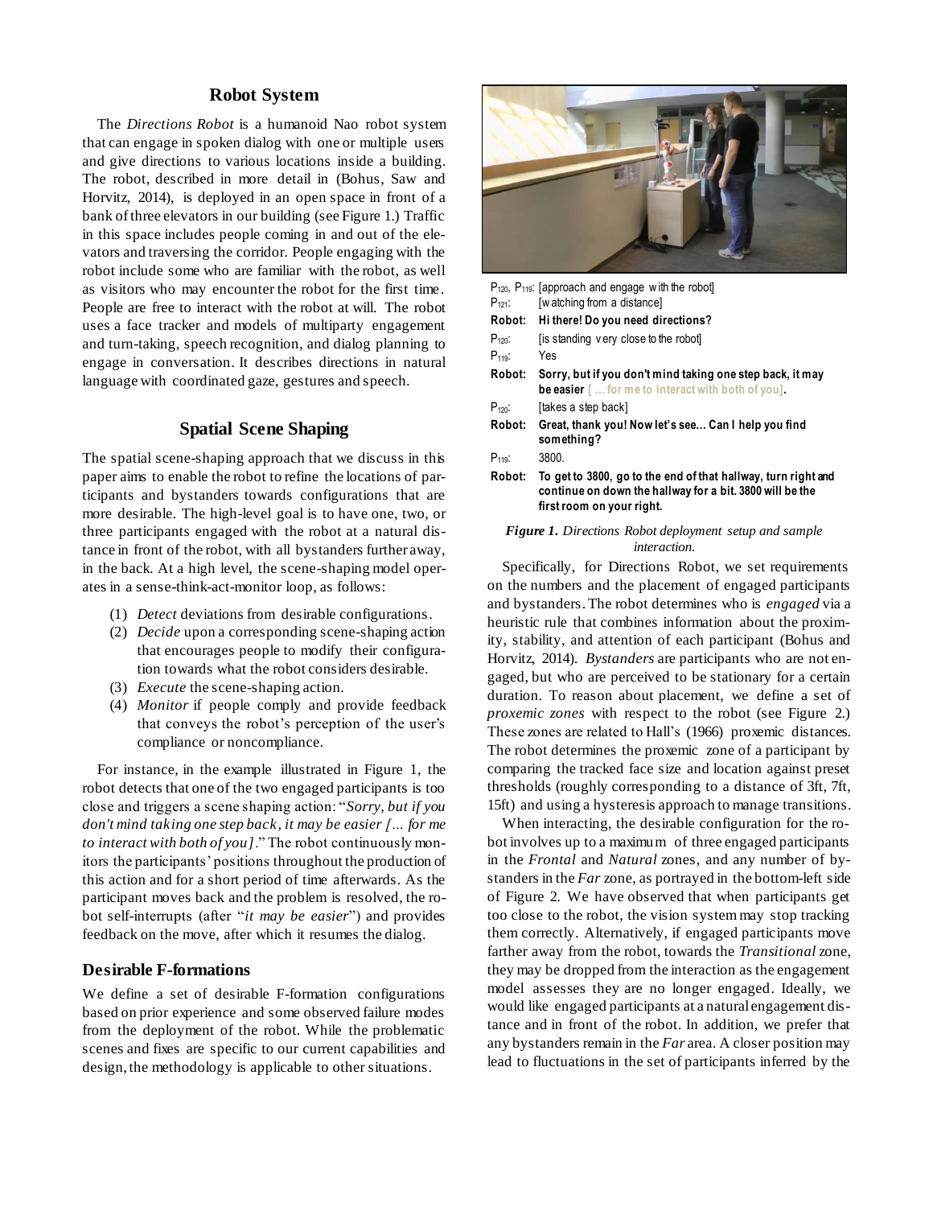## Robot System

The *Directions Robot* is a humanoid Nao robot system that can engage in spoken dialog with one or multiple users and give directions to various locations inside a building. The robot, described in more detail in (Bohus, Saw and Horvitz, 2014), is deployed in an open space in front of a bank of three elevators in our building (see Figure 1.) Traffic in this space includes people coming in and out of the elevators and traversing the corridor. People engaging with the robot include some who are familiar with the robot, as well as visitors who may encounter the robot for the first time. People are free to interact with the robot at will. The robot uses a face tracker and models of multiparty engagement and turn-taking, speech recognition, and dialog planning to engage in conversation. It describes directions in natural language with coordinated gaze, gestures and speech.

## Spatial Scene Shaping

The spatial scene-shaping approach that we discuss in this paper aims to enable the robot to refine the locations of participants and bystanders towards configurations that are more desirable. The high-level goal is to have one, two, or three participants engaged with the robot at a natural distance in front of the robot, with all bystanders further away, in the back. At a high level, the scene-shaping model operates in a sense-think-act-monitor loop, as follows:

(1) *Detect* deviations from desirable configurations.
(2) *Decide* upon a corresponding scene-shaping action that encourages people to modify their configuration towards what the robot considers desirable.
(3) *Execute* the scene-shaping action.
(4) *Monitor* if people comply and provide feedback that conveys the robot's perception of the user's compliance or noncompliance.

For instance, in the example illustrated in Figure 1, the robot detects that one of the two engaged participants is too close and triggers a scene shaping action: "*Sorry, but if you don't mind taking one step back, it may be easier [... for me to interact with both of you]*." The robot continuously monitors the participants' positions throughout the production of this action and for a short period of time afterwards. As the participant moves back and the problem is resolved, the robot self-interrupts (after "*it may be easier*") and provides feedback on the move, after which it resumes the dialog.

### Desirable F-formations

We define a set of desirable F-formation configurations based on prior experience and some observed failure modes from the deployment of the robot. While the problematic scenes and fixes are specific to our current capabilities and design, the methodology is applicable to other situations.

| | |
|---|---|
| $P_{120}$, $P_{119}$: | [approach and engage with the robot] |
| $P_{121}$: | [watching from a distance] |
| **Robot:** | **Hi there! Do you need directions?** |
| $P_{120}$: | [is standing very close to the robot] |
| $P_{119}$: | Yes |
| **Robot:** | **Sorry, but if you don't mind taking one step back, it may be easier** [ … for me to interact with both of you]**.** |
| $P_{120}$: | [takes a step back] |
| **Robot:** | **Great, thank you! Now let's see… Can I help you find something?** |
| $P_{119}$: | 3800. |
| **Robot:** | **To get to 3800, go to the end of that hallway, turn right and continue on down the hallway for a bit. 3800 will be the first room on your right.** |

***Figure 1.*** *Directions Robot deployment setup and sample interaction.*

Specifically, for Directions Robot, we set requirements on the numbers and the placement of engaged participants and bystanders. The robot determines who is *engaged* via a heuristic rule that combines information about the proximity, stability, and attention of each participant (Bohus and Horvitz, 2014). *Bystanders* are participants who are not engaged, but who are perceived to be stationary for a certain duration. To reason about placement, we define a set of *proxemic zones* with respect to the robot (see Figure 2.) These zones are related to Hall's (1966) proxemic distances. The robot determines the proxemic zone of a participant by comparing the tracked face size and location against preset thresholds (roughly corresponding to a distance of 3ft, 7ft, 15ft) and using a hysteresis approach to manage transitions.

When interacting, the desirable configuration for the robot involves up to a maximum of three engaged participants in the *Frontal* and *Natural* zones, and any number of bystanders in the *Far* zone, as portrayed in the bottom-left side of Figure 2. We have observed that when participants get too close to the robot, the vision system may stop tracking them correctly. Alternatively, if engaged participants move farther away from the robot, towards the *Transitional* zone, they may be dropped from the interaction as the engagement model assesses they are no longer engaged. Ideally, we would like engaged participants at a natural engagement distance and in front of the robot. In addition, we prefer that any bystanders remain in the *Far* area. A closer position may lead to fluctuations in the set of participants inferred by the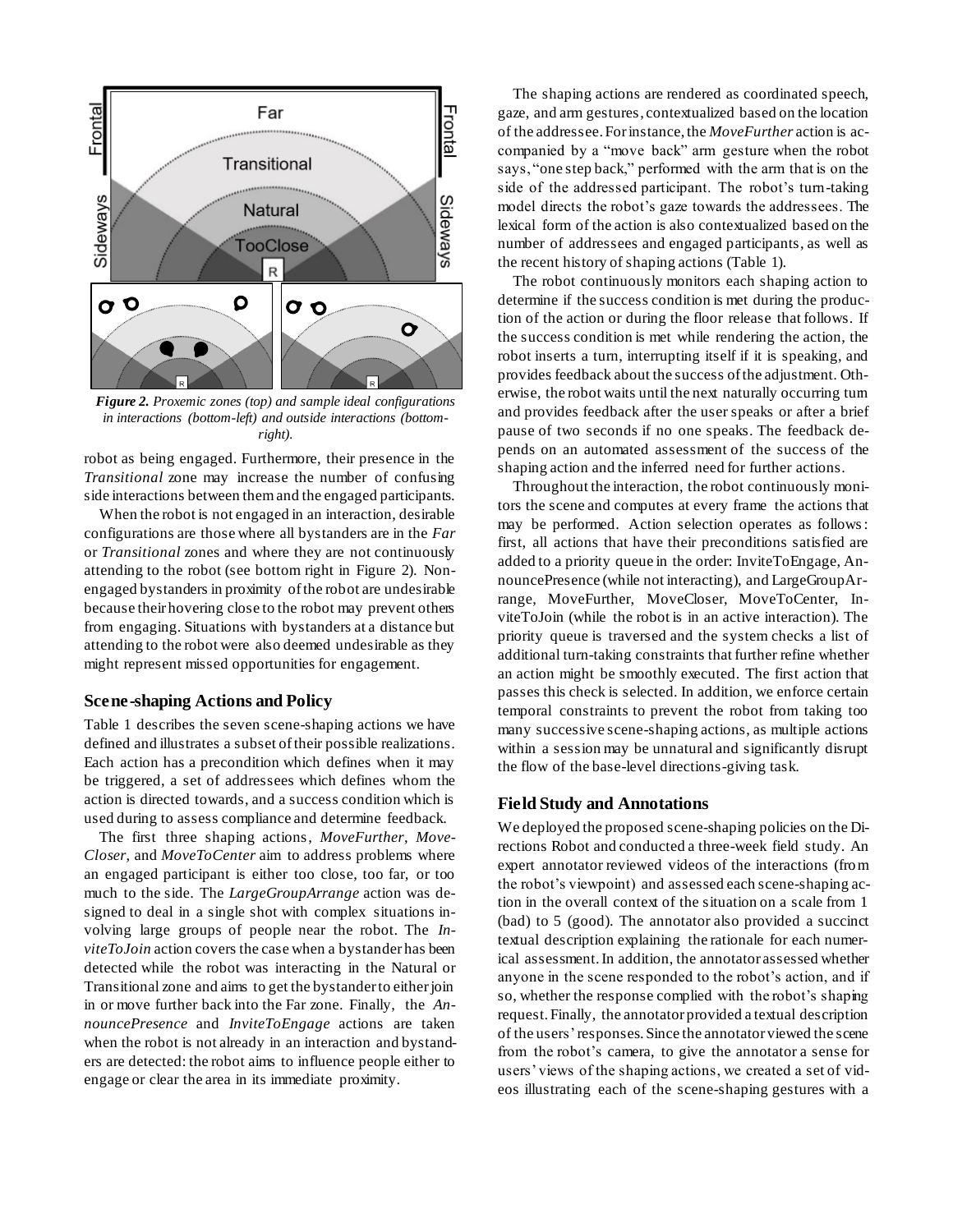*Figure 2. Proxemic zones (top) and sample ideal configurations in interactions (bottom-left) and outside interactions (bottom-right).*

robot as being engaged. Furthermore, their presence in the *Transitional* zone may increase the number of confusing side interactions between them and the engaged participants.

When the robot is not engaged in an interaction, desirable configurations are those where all bystanders are in the *Far* or *Transitional* zones and where they are not continuously attending to the robot (see bottom right in Figure 2). Non-engaged bystanders in proximity of the robot are undesirable because their hovering close to the robot may prevent others from engaging. Situations with bystanders at a distance but attending to the robot were also deemed undesirable as they might represent missed opportunities for engagement.

## Scene-shaping Actions and Policy

Table 1 describes the seven scene-shaping actions we have defined and illustrates a subset of their possible realizations. Each action has a precondition which defines when it may be triggered, a set of addressees which defines whom the action is directed towards, and a success condition which is used during to assess compliance and determine feedback.

The first three shaping actions, *MoveFurther*, *MoveCloser*, and *MoveToCenter* aim to address problems where an engaged participant is either too close, too far, or too much to the side. The *LargeGroupArrange* action was designed to deal in a single shot with complex situations involving large groups of people near the robot. The *InviteToJoin* action covers the case when a bystander has been detected while the robot was interacting in the Natural or Transitional zone and aims to get the bystander to either join in or move further back into the Far zone. Finally, the *AnnouncePresence* and *InviteToEngage* actions are taken when the robot is not already in an interaction and bystanders are detected: the robot aims to influence people either to engage or clear the area in its immediate proximity.

The shaping actions are rendered as coordinated speech, gaze, and arm gestures, contextualized based on the location of the addressee. For instance, the *MoveFurther* action is accompanied by a "move back" arm gesture when the robot says, "one step back," performed with the arm that is on the side of the addressed participant. The robot's turn-taking model directs the robot's gaze towards the addressees. The lexical form of the action is also contextualized based on the number of addressees and engaged participants, as well as the recent history of shaping actions (Table 1).

The robot continuously monitors each shaping action to determine if the success condition is met during the production of the action or during the floor release that follows. If the success condition is met while rendering the action, the robot inserts a turn, interrupting itself if it is speaking, and provides feedback about the success of the adjustment. Otherwise, the robot waits until the next naturally occurring turn and provides feedback after the user speaks or after a brief pause of two seconds if no one speaks. The feedback depends on an automated assessment of the success of the shaping action and the inferred need for further actions.

Throughout the interaction, the robot continuously monitors the scene and computes at every frame the actions that may be performed. Action selection operates as follows: first, all actions that have their preconditions satisfied are added to a priority queue in the order: InviteToEngage, AnnouncePresence (while not interacting), and LargeGroupArrange, MoveFurther, MoveCloser, MoveToCenter, InviteToJoin (while the robot is in an active interaction). The priority queue is traversed and the system checks a list of additional turn-taking constraints that further refine whether an action might be smoothly executed. The first action that passes this check is selected. In addition, we enforce certain temporal constraints to prevent the robot from taking too many successive scene-shaping actions, as multiple actions within a session may be unnatural and significantly disrupt the flow of the base-level directions-giving task.

## Field Study and Annotations

We deployed the proposed scene-shaping policies on the Directions Robot and conducted a three-week field study. An expert annotator reviewed videos of the interactions (from the robot's viewpoint) and assessed each scene-shaping action in the overall context of the situation on a scale from 1 (bad) to 5 (good). The annotator also provided a succinct textual description explaining the rationale for each numerical assessment. In addition, the annotator assessed whether anyone in the scene responded to the robot's action, and if so, whether the response complied with the robot's shaping request. Finally, the annotator provided a textual description of the users' responses. Since the annotator viewed the scene from the robot's camera, to give the annotator a sense for users' views of the shaping actions, we created a set of videos illustrating each of the scene-shaping gestures with a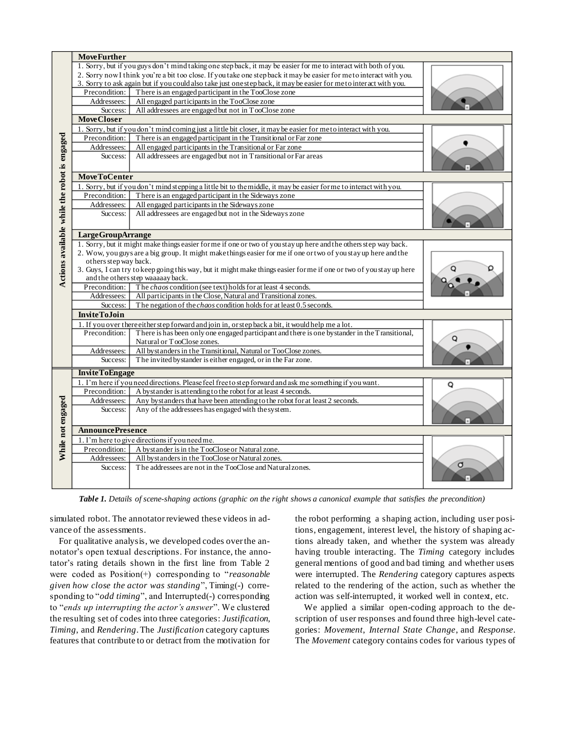| | |
|---|---|
| **Actions available while the robot is engaged** | |
| **MoveFurther** | |
| 1. Sorry, but if you guys don't mind taking one step back, it may be easier for me to interact with both of you.<br>2. Sorry now I think you're a bit too close. If you take one step back it may be easier for me to interact with you.<br>3. Sorry to ask again but if you could also take just one step back, it may be easier for me to interact with you. | |
| Precondition: | There is an engaged participant in the TooClose zone |
| Addressees: | All engaged participants in the TooClose zone |
| Success: | All addressees are engaged but not in TooClose zone |
| **MoveCloser** | |
| 1. Sorry, but if you don't mind coming just a little bit closer, it may be easier for me to interact with you. | |
| Precondition: | There is an engaged participant in the Transitional or Far zone |
| Addressees: | All engaged participants in the Transitional or Far zone |
| Success: | All addressees are engaged but not in Transitional or Far areas |
| **MoveToCenter** | |
| 1. Sorry, but if you don't mind stepping a little bit to the middle, it may be easier for me to interact with you. | |
| Precondition: | There is an engaged participant in the Sideways zone |
| Addressees: | All engaged participants in the Sideways zone |
| Success: | All addressees are engaged but not in the Sideways zone |
| **LargeGroupArrange** | |
| 1. Sorry, but it might make things easier for me if one or two of you stay up here and the others step way back.<br>2. Wow, you guys are a big group. It might make things easier for me if one or two of you stay up here and the others step way back.<br>3. Guys, I can try to keep going this way, but it might make things easier for me if one or two of you stay up here and the others step waaaaay back. | |
| Precondition: | The *chaos* condition (see text) holds for at least 4 seconds. |
| Addressees: | All participants in the Close, Natural and Transitional zones. |
| Success: | The negation of the *chaos* condition holds for at least 0.5 seconds. |
| **InviteToJoin** | |
| 1. If you over there either step forward and join in, or step back a bit, it would help me a lot. | |
| Precondition: | There is has been only one engaged participant and there is one bystander in the Transitional, Natural or TooClose zones. |
| Addressees: | All bystanders in the Transitional, Natural or TooClose zones. |
| Success: | The invited bystander is either engaged, or in the Far zone. |
| **While not engaged** | |
| **InviteToEngage** | |
| 1. I'm here if you need directions. Please feel free to step forward and ask me something if you want. | |
| Precondition: | A bystander is attending to the robot for at least 4 seconds. |
| Addressees: | Any bystanders that have been attending to the robot for at least 2 seconds. |
| Success: | Any of the addressees has engaged with the system. |
| **AnnouncePresence** | |
| 1. I'm here to give directions if you need me. | |
| Precondition: | A bystander is in the TooClose or Natural zone. |
| Addressees: | All bystanders in the TooClose or Natural zones. |
| Success: | The addressees are not in the TooClose and Natural zones. |

***Table 1.*** *Details of scene-shaping actions (graphic on the right shows a canonical example that satisfies the precondition)*

simulated robot. The annotator reviewed these videos in advance of the assessments.

For qualitative analysis, we developed codes over the annotator's open textual descriptions. For instance, the annotator's rating details shown in the first line from Table 2 were coded as Position(+) corresponding to "*reasonable given how close the actor was standing*", Timing(-) corresponding to "*odd timing*", and Interrupted(-) corresponding to "*ends up interrupting the actor's answer*". We clustered the resulting set of codes into three categories: *Justification*, *Timing*, and *Rendering*. The *Justification* category captures features that contribute to or detract from the motivation for the robot performing a shaping action, including user positions, engagement, interest level, the history of shaping actions already taken, and whether the system was already having trouble interacting. The *Timing* category includes general mentions of good and bad timing and whether users were interrupted. The *Rendering* category captures aspects related to the rendering of the action, such as whether the action was self-interrupted, it worked well in context, etc.

We applied a similar open-coding approach to the description of user responses and found three high-level categories: *Movement*, *Internal State Change*, and *Response*. The *Movement* category contains codes for various types of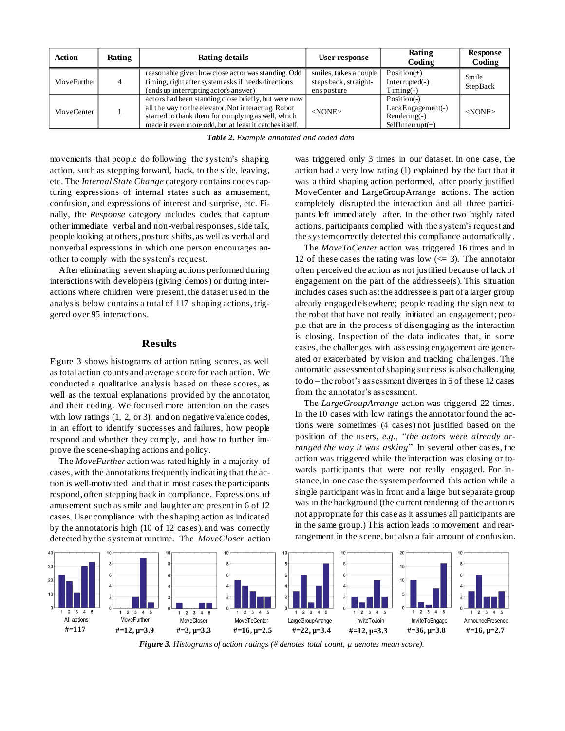| Action | Rating | Rating details | User response | Rating Coding | Response Coding |
|---|---|---|---|---|---|
| MoveFurther | 4 | reasonable given how close actor was standing. Odd timing, right after system asks if needs directions (ends up interrupting actor's answer) | smiles, takes a couple steps back, straight-ens posture | Position(+) Interrupted(-) Timing(-) | Smile StepBack |
| MoveCenter | 1 | actors had been standing close briefly, but were now all the way to the elevator. Not interacting. Robot started to thank them for complying as well, which made it even more odd, but at least it catches itself. | <NONE> | Position(-) LackEngagement(-) Rendering(-) SelfInterrupt(+) | <NONE> |

***Table 2.*** *Example annotated and coded data*

movements that people do following the system's shaping action, such as stepping forward, back, to the side, leaving, etc. The *Internal State Change* category contains codes capturing expressions of internal states such as amusement, confusion, and expressions of interest and surprise, etc. Finally, the *Response* category includes codes that capture other immediate verbal and non-verbal responses, side talk, people looking at others, posture shifts, as well as verbal and nonverbal expressions in which one person encourages another to comply with the system's request.

After eliminating seven shaping actions performed during interactions with developers (giving demos) or during interactions where children were present, the dataset used in the analysis below contains a total of 117 shaping actions, triggered over 95 interactions.

## Results

Figure 3 shows histograms of action rating scores, as well as total action counts and average score for each action. We conducted a qualitative analysis based on these scores, as well as the textual explanations provided by the annotator, and their coding. We focused more attention on the cases with low ratings (1, 2, or 3), and on negative valence codes, in an effort to identify successes and failures, how people respond and whether they comply, and how to further improve the scene-shaping actions and policy.

The *MoveFurther* action was rated highly in a majority of cases, with the annotations frequently indicating that the action is well-motivated and that in most cases the participants respond, often stepping back in compliance. Expressions of amusement such as smile and laughter are present in 6 of 12 cases. User compliance with the shaping action as indicated by the annotator is high (10 of 12 cases), and was correctly detected by the system at runtime. The *MoveCloser* action was triggered only 3 times in our dataset. In one case, the action had a very low rating (1) explained by the fact that it was a third shaping action performed, after poorly justified MoveCenter and LargeGroupArrange actions. The action completely disrupted the interaction and all three participants left immediately after. In the other two highly rated actions, participants complied with the system's request and the system correctly detected this compliance automatically.

The *MoveToCenter* action was triggered 16 times and in 12 of these cases the rating was low (<= 3). The annotator often perceived the action as not justified because of lack of engagement on the part of the addressee(s). This situation includes cases such as: the addressee is part of a larger group already engaged elsewhere; people reading the sign next to the robot that have not really initiated an engagement; people that are in the process of disengaging as the interaction is closing. Inspection of the data indicates that, in some cases, the challenges with assessing engagement are generated or exacerbated by vision and tracking challenges. The automatic assessment of shaping success is also challenging to do – the robot's assessment diverges in 5 of these 12 cases from the annotator's assessment.

The *LargeGroupArrange* action was triggered 22 times. In the 10 cases with low ratings the annotator found the actions were sometimes (4 cases) not justified based on the position of the users, *e.g.*, "*the actors were already arranged the way it was asking*". In several other cases, the action was triggered while the interaction was closing or towards participants that were not really engaged. For instance, in one case the system performed this action while a single participant was in front and a large but separate group was in the background (the current rendering of the action is not appropriate for this case as it assumes all participants are in the same group.) This action leads to movement and rearrangement in the scene, but also a fair amount of confusion.

All actions **#=117**
MoveFurther **#=12, μ=3.9**
MoveCloser **#=3, μ=3.3**
MoveToCenter **#=16, μ=2.5**
LargeGroupArrange **#=22, μ=3.4**
InviteToJoin **#=12, μ=3.3**
InviteToEngage **#=36, μ=3.8**
AnnouncePresence **#=16, μ=2.7**

***Figure 3.*** *Histograms of action ratings (# denotes total count, μ denotes mean score).*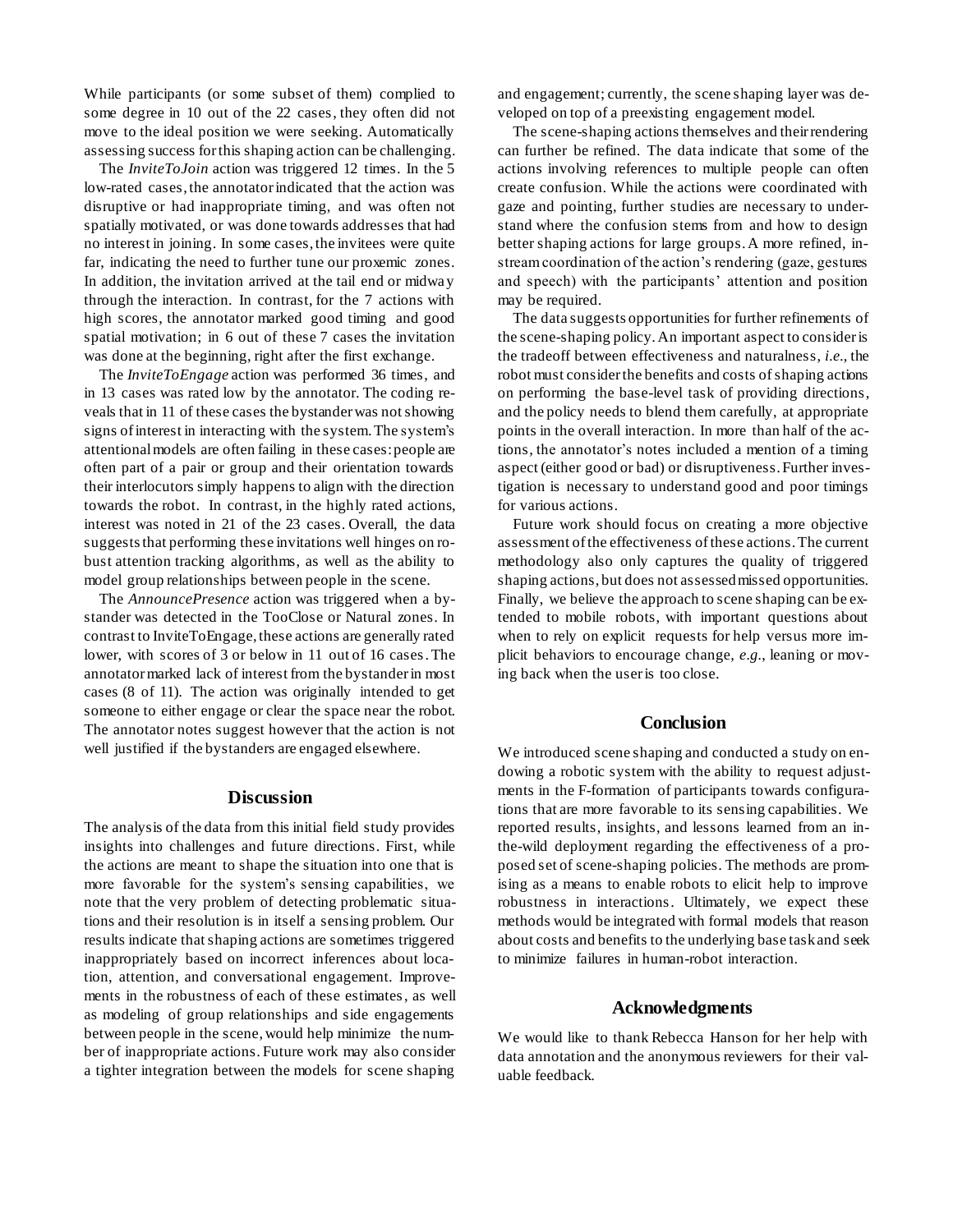While participants (or some subset of them) complied to some degree in 10 out of the 22 cases, they often did not move to the ideal position we were seeking. Automatically assessing success for this shaping action can be challenging.

The *InviteToJoin* action was triggered 12 times. In the 5 low-rated cases, the annotator indicated that the action was disruptive or had inappropriate timing, and was often not spatially motivated, or was done towards addresses that had no interest in joining. In some cases, the invitees were quite far, indicating the need to further tune our proxemic zones. In addition, the invitation arrived at the tail end or midway through the interaction. In contrast, for the 7 actions with high scores, the annotator marked good timing and good spatial motivation; in 6 out of these 7 cases the invitation was done at the beginning, right after the first exchange.

The *InviteToEngage* action was performed 36 times, and in 13 cases was rated low by the annotator. The coding reveals that in 11 of these cases the bystander was not showing signs of interest in interacting with the system. The system's attentional models are often failing in these cases: people are often part of a pair or group and their orientation towards their interlocutors simply happens to align with the direction towards the robot. In contrast, in the highly rated actions, interest was noted in 21 of the 23 cases. Overall, the data suggests that performing these invitations well hinges on robust attention tracking algorithms, as well as the ability to model group relationships between people in the scene.

The *AnnouncePresence* action was triggered when a bystander was detected in the TooClose or Natural zones. In contrast to InviteToEngage, these actions are generally rated lower, with scores of 3 or below in 11 out of 16 cases. The annotator marked lack of interest from the bystander in most cases (8 of 11). The action was originally intended to get someone to either engage or clear the space near the robot. The annotator notes suggest however that the action is not well justified if the bystanders are engaged elsewhere.

## Discussion

The analysis of the data from this initial field study provides insights into challenges and future directions. First, while the actions are meant to shape the situation into one that is more favorable for the system's sensing capabilities, we note that the very problem of detecting problematic situations and their resolution is in itself a sensing problem. Our results indicate that shaping actions are sometimes triggered inappropriately based on incorrect inferences about location, attention, and conversational engagement. Improvements in the robustness of each of these estimates, as well as modeling of group relationships and side engagements between people in the scene, would help minimize the number of inappropriate actions. Future work may also consider a tighter integration between the models for scene shaping and engagement; currently, the scene shaping layer was developed on top of a preexisting engagement model.

The scene-shaping actions themselves and their rendering can further be refined. The data indicate that some of the actions involving references to multiple people can often create confusion. While the actions were coordinated with gaze and pointing, further studies are necessary to understand where the confusion stems from and how to design better shaping actions for large groups. A more refined, in-stream coordination of the action's rendering (gaze, gestures and speech) with the participants' attention and position may be required.

The data suggests opportunities for further refinements of the scene-shaping policy. An important aspect to consider is the tradeoff between effectiveness and naturalness, *i.e.*, the robot must consider the benefits and costs of shaping actions on performing the base-level task of providing directions, and the policy needs to blend them carefully, at appropriate points in the overall interaction. In more than half of the actions, the annotator's notes included a mention of a timing aspect (either good or bad) or disruptiveness. Further investigation is necessary to understand good and poor timings for various actions.

Future work should focus on creating a more objective assessment of the effectiveness of these actions. The current methodology also only captures the quality of triggered shaping actions, but does not assess missed opportunities. Finally, we believe the approach to scene shaping can be extended to mobile robots, with important questions about when to rely on explicit requests for help versus more implicit behaviors to encourage change, *e.g.*, leaning or moving back when the user is too close.

## Conclusion

We introduced scene shaping and conducted a study on endowing a robotic system with the ability to request adjustments in the F-formation of participants towards configurations that are more favorable to its sensing capabilities. We reported results, insights, and lessons learned from an in-the-wild deployment regarding the effectiveness of a proposed set of scene-shaping policies. The methods are promising as a means to enable robots to elicit help to improve robustness in interactions. Ultimately, we expect these methods would be integrated with formal models that reason about costs and benefits to the underlying base task and seek to minimize failures in human-robot interaction.

## Acknowledgments

We would like to thank Rebecca Hanson for her help with data annotation and the anonymous reviewers for their valuable feedback.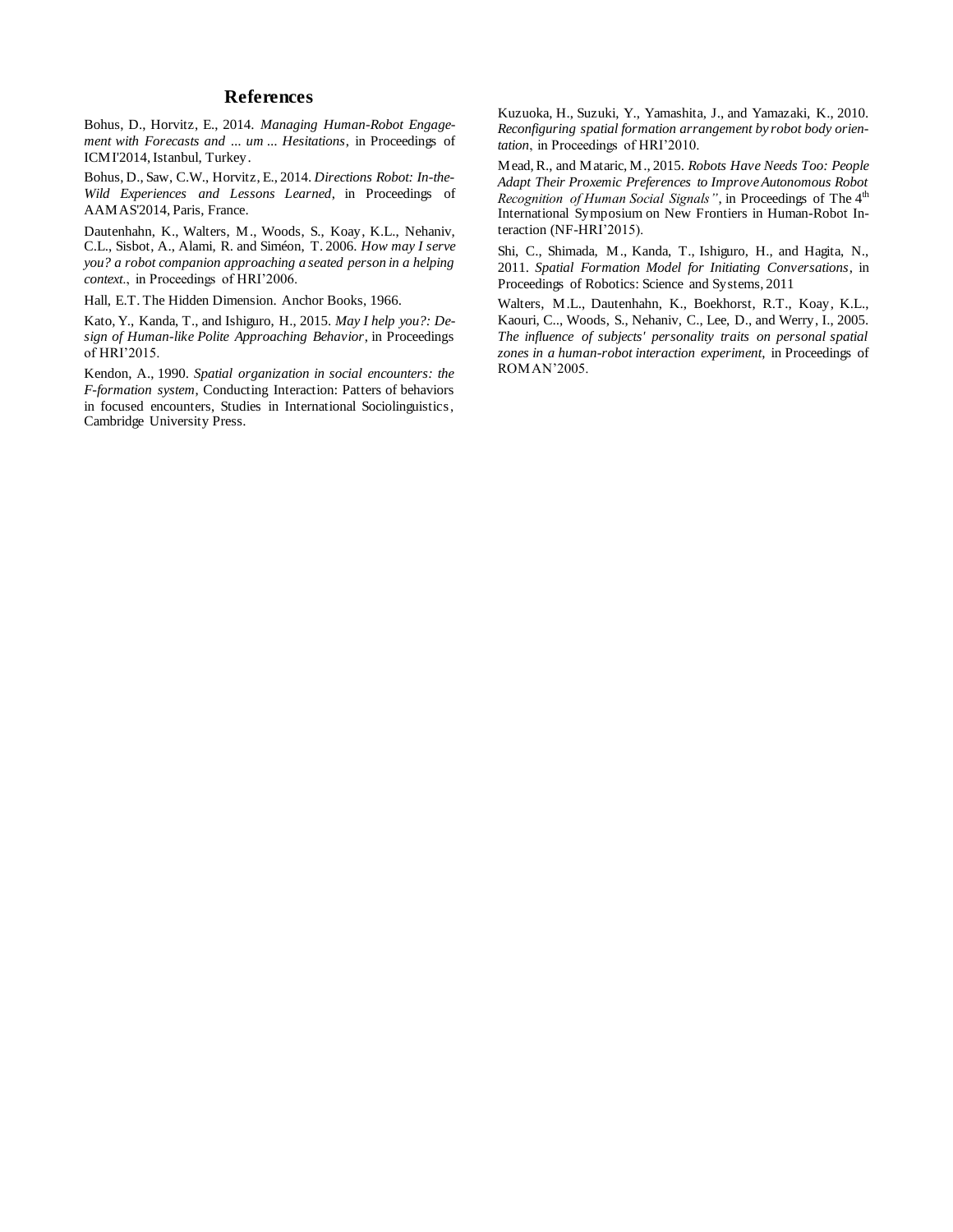## References

Bohus, D., Horvitz, E., 2014. *Managing Human-Robot Engagement with Forecasts and ... um ... Hesitations*, in Proceedings of ICMI'2014, Istanbul, Turkey.

Bohus, D., Saw, C.W., Horvitz, E., 2014. *Directions Robot: In-the-Wild Experiences and Lessons Learned*, in Proceedings of AAMAS'2014, Paris, France.

Dautenhahn, K., Walters, M., Woods, S., Koay, K.L., Nehaniv, C.L., Sisbot, A., Alami, R. and Siméon, T. 2006. *How may I serve you? a robot companion approaching a seated person in a helping context.*, in Proceedings of HRI'2006.

Hall, E.T. The Hidden Dimension. Anchor Books, 1966.

Kato, Y., Kanda, T., and Ishiguro, H., 2015. *May I help you?: Design of Human-like Polite Approaching Behavior*, in Proceedings of HRI'2015.

Kendon, A., 1990. *Spatial organization in social encounters: the F-formation system*, Conducting Interaction: Patters of behaviors in focused encounters, Studies in International Sociolinguistics, Cambridge University Press.

Kuzuoka, H., Suzuki, Y., Yamashita, J., and Yamazaki, K., 2010. *Reconfiguring spatial formation arrangement by robot body orientation*, in Proceedings of HRI'2010.

Mead, R., and Mataric, M., 2015. *Robots Have Needs Too: People Adapt Their Proxemic Preferences to Improve Autonomous Robot Recognition of Human Social Signals"*, in Proceedings of The 4th International Symposium on New Frontiers in Human-Robot Interaction (NF-HRI'2015).

Shi, C., Shimada, M., Kanda, T., Ishiguro, H., and Hagita, N., 2011. *Spatial Formation Model for Initiating Conversations*, in Proceedings of Robotics: Science and Systems, 2011

Walters, M.L., Dautenhahn, K., Boekhorst, R.T., Koay, K.L., Kaouri, C.., Woods, S., Nehaniv, C., Lee, D., and Werry, I., 2005. *The influence of subjects' personality traits on personal spatial zones in a human-robot interaction experiment*, in Proceedings of ROMAN'2005.